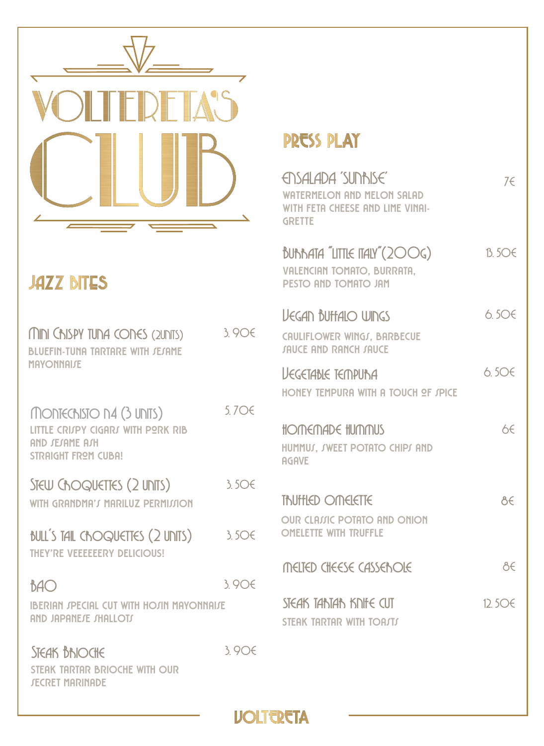# VOLTERETA'S CLUB

## JAZZ BITES

**MINI CRISPY TUNA CONES (2UNITS)** — 3.90€
BLUEFIN-TUNA TARTARE WITH SESAME MAYONNAISE

**MONTECRISTO N4 (3 UNITS)** — 5.70€
LITTLE CRISPY CIGARS WITH PORK RIB AND SESAME ASH
STRAIGHT FROM CUBA!

**STEW CROQUETTES (2 UNITS)** — 3.50€
WITH GRANDMA'S MARILUZ PERMISSION

**BULL'S TAIL CROQUETTES (2 UNITS)** — 3.50€
THEY'RE VEEEEEERY DELICIOUS!

**BAO** — 3.90€
IBERIAN SPECIAL CUT WITH HOSIN MAYONNAISE AND JAPANESE SHALLOTS

**STEAK BRIOCHE** — 3.90€
STEAK TARTAR BRIOCHE WITH OUR SECRET MARINADE

## PRESS PLAY

**ENSALADA 'SUNRISE'** — 7€
WATERMELON AND MELON SALAD WITH FETA CHEESE AND LIME VINAIGRETTE

**BURRATA "LITTLE ITALY"(200G)** — 13.50€
VALENCIAN TOMATO, BURRATA, PESTO AND TOMATO JAM

**VEGAN BUFFALO WINGS** — 6.50€
CAULIFLOWER WINGS, BARBECUE SAUCE AND RANCH SAUCE

**VEGETABLE TEMPURA** — 6.50€
HONEY TEMPURA WITH A TOUCH OF SPICE

**HOMEMADE HUMMUS** — 6€
HUMMUS, SWEET POTATO CHIPS AND AGAVE

**TRUFFLED OMELETTE** — 8€
OUR CLASSIC POTATO AND ONION OMELETTE WITH TRUFFLE

**MELTED CHEESE CASSEROLE** — 8€

**STEAK TARTAR KNIFE CUT** — 12.50€
STEAK TARTAR WITH TOASTS

VOLTERETA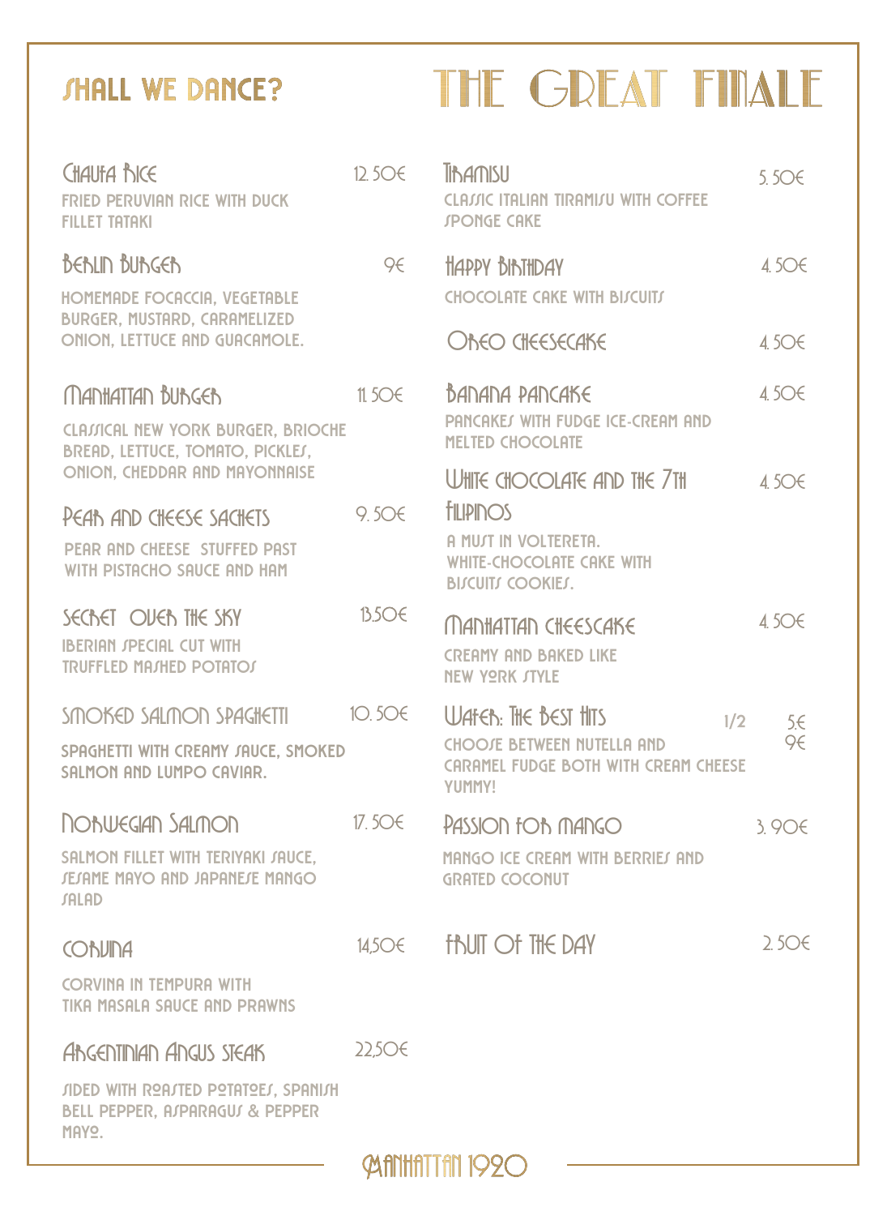## SHALL WE DANCE?

**Chaufa Rice** — 12.50€
Fried Peruvian rice with duck fillet tataki

**Berlin Burger** — 9€
Homemade focaccia, vegetable burger, mustard, caramelized onion, lettuce and guacamole.

**Manhattan Burger** — 11.50€
Classical New York burger, brioche bread, lettuce, tomato, pickles, onion, cheddar and mayonnaise

**Pear and Cheese Sachets** — 9.50€
Pear and cheese stuffed past with pistacho sauce and ham

**Secret Over the Sky** — 13.50€
Iberian special cut with truffled mashed potatos

**Smoked Salmon Spaghetti** — 10.50€
Spaghetti with creamy sauce, smoked salmon and lumpo caviar.

**Norwegian Salmon** — 17.50€
Salmon fillet with teriyaki sauce, sesame mayo and Japanese mango salad

**Corvina** — 14,50€
Corvina in tempura with tika masala sauce and prawns

**Argentinian Angus Steak** — 22,50€
Sided with roasted potatoes, Spanish bell pepper, asparagus & pepper mayo.

# THE GREAT FINALE

**Tiramisu** — 5.50€
Classic Italian tiramisu with coffee sponge cake

**Happy Birthday** — 4.50€
Chocolate cake with biscuits

**Oreo Cheesecake** — 4.50€

**Banana Pancake** — 4.50€
Pancakes with fudge ice-cream and melted chocolate

**White Chocolate and the 7th Filipinos** — 4.50€
A must in Voltereta. White-chocolate cake with biscuits cookies.

**Manhattan Cheescake** — 4.50€
Creamy and baked like New York style

**Wafer: The Best Hits** — 1/2 5€ | 9€
Choose between nutella and caramel fudge both with cream cheese yummy!

**Passion for Mango** — 3.90€
Mango ice cream with berries and grated coconut

**Fruit of the Day** — 2.50€

MANHATTAN 1920